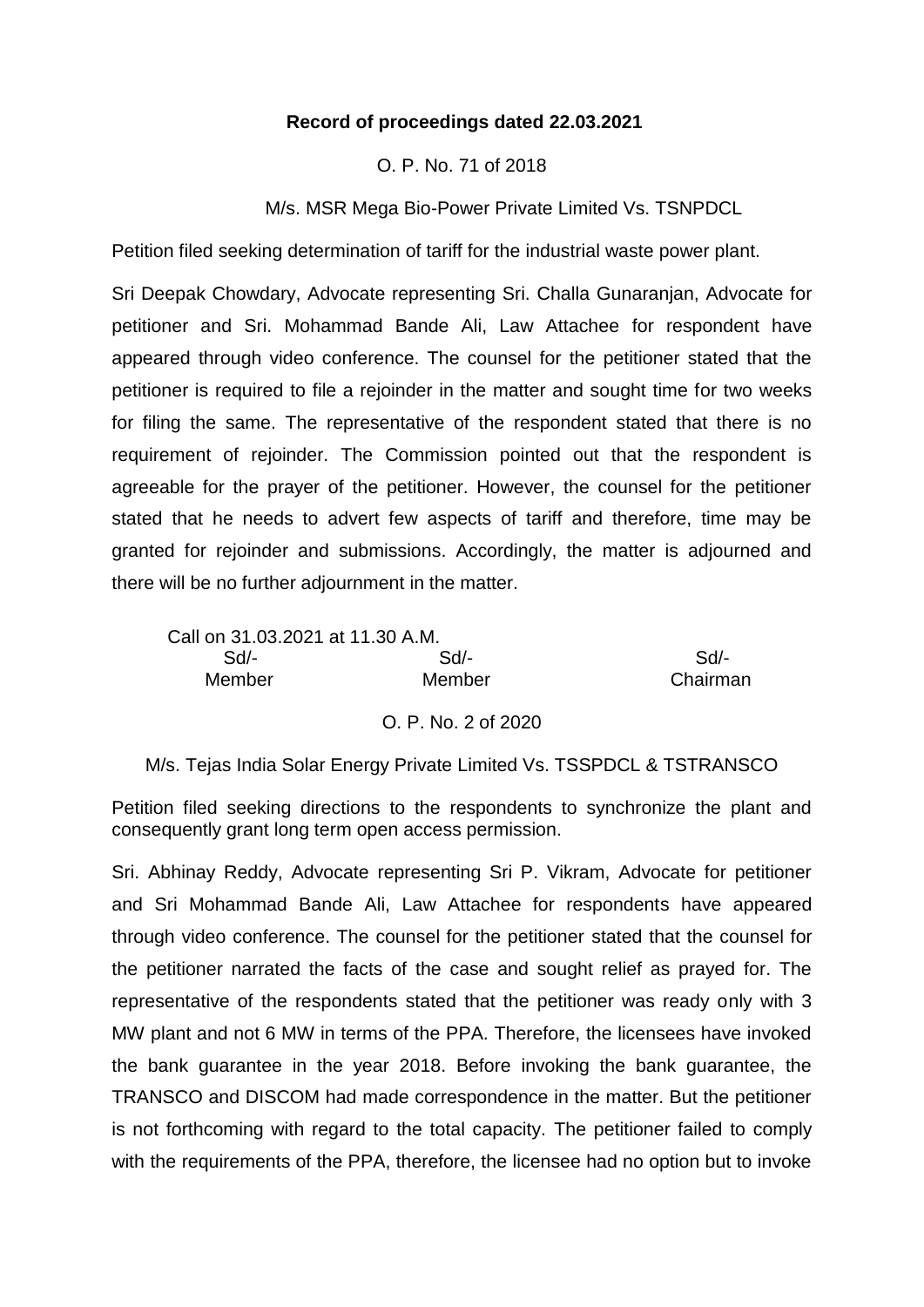**Record of proceedings dated 22.03.2021**

O. P. No. 71 of 2018

M/s. MSR Mega Bio-Power Private Limited Vs. TSNPDCL

Petition filed seeking determination of tariff for the industrial waste power plant.

Sri Deepak Chowdary, Advocate representing Sri. Challa Gunaranjan, Advocate for petitioner and Sri. Mohammad Bande Ali, Law Attachee for respondent have appeared through video conference. The counsel for the petitioner stated that the petitioner is required to file a rejoinder in the matter and sought time for two weeks for filing the same. The representative of the respondent stated that there is no requirement of rejoinder. The Commission pointed out that the respondent is agreeable for the prayer of the petitioner. However, the counsel for the petitioner stated that he needs to advert few aspects of tariff and therefore, time may be granted for rejoinder and submissions. Accordingly, the matter is adjourned and there will be no further adjournment in the matter.

Call on 31.03.2021 at 11.30 A.M.

| Sd/- | Sd/- | Sd/- |
|---|---|---|
| Member | Member | Chairman |

O. P. No. 2 of 2020

M/s. Tejas India Solar Energy Private Limited Vs. TSSPDCL & TSTRANSCO

Petition filed seeking directions to the respondents to synchronize the plant and consequently grant long term open access permission.

Sri. Abhinay Reddy, Advocate representing Sri P. Vikram, Advocate for petitioner and Sri Mohammad Bande Ali, Law Attachee for respondents have appeared through video conference. The counsel for the petitioner stated that the counsel for the petitioner narrated the facts of the case and sought relief as prayed for. The representative of the respondents stated that the petitioner was ready only with 3 MW plant and not 6 MW in terms of the PPA. Therefore, the licensees have invoked the bank guarantee in the year 2018. Before invoking the bank guarantee, the TRANSCO and DISCOM had made correspondence in the matter. But the petitioner is not forthcoming with regard to the total capacity. The petitioner failed to comply with the requirements of the PPA, therefore, the licensee had no option but to invoke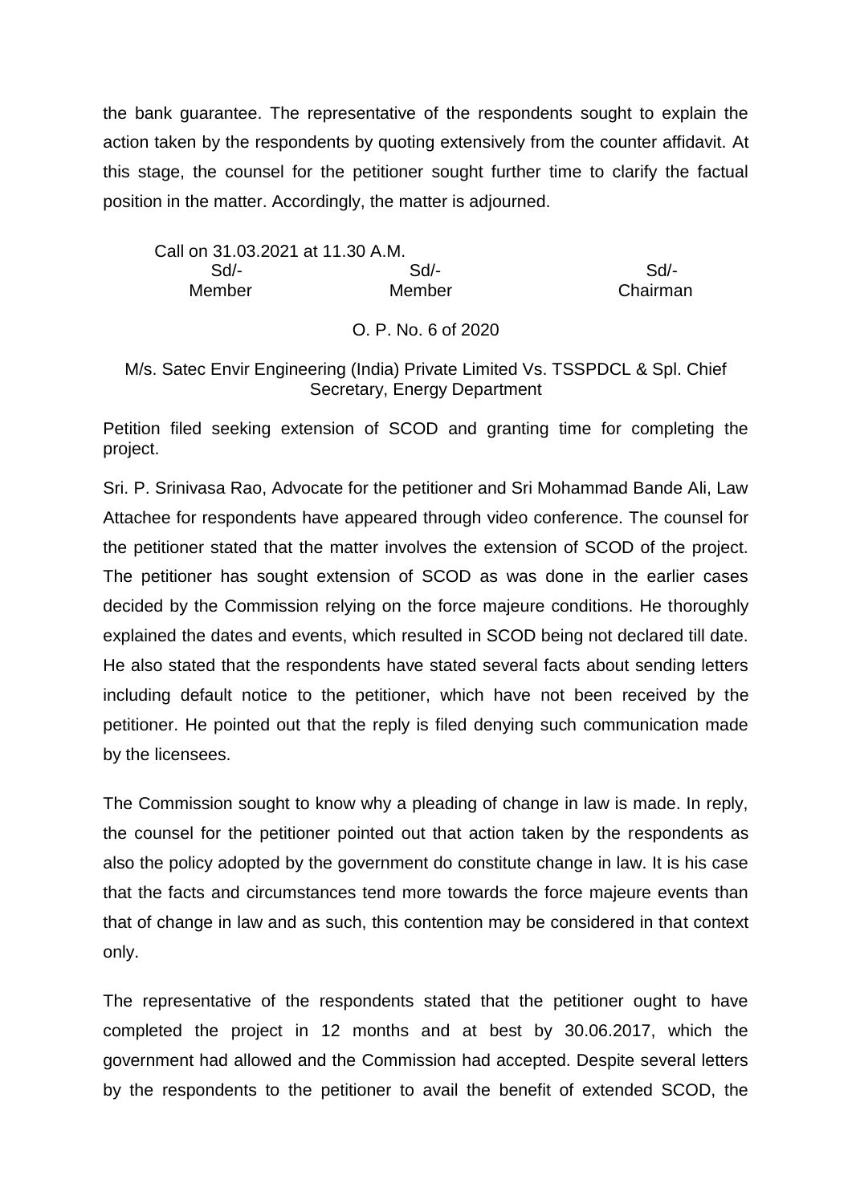the bank guarantee. The representative of the respondents sought to explain the action taken by the respondents by quoting extensively from the counter affidavit. At this stage, the counsel for the petitioner sought further time to clarify the factual position in the matter. Accordingly, the matter is adjourned.

Call on 31.03.2021 at 11.30 A.M.

| Sd/- | Sd/- | Sd/- |
|---|---|---|
| Member | Member | Chairman |

O. P. No. 6 of 2020

M/s. Satec Envir Engineering (India) Private Limited Vs. TSSPDCL & Spl. Chief Secretary, Energy Department

Petition filed seeking extension of SCOD and granting time for completing the project.

Sri. P. Srinivasa Rao, Advocate for the petitioner and Sri Mohammad Bande Ali, Law Attachee for respondents have appeared through video conference. The counsel for the petitioner stated that the matter involves the extension of SCOD of the project. The petitioner has sought extension of SCOD as was done in the earlier cases decided by the Commission relying on the force majeure conditions. He thoroughly explained the dates and events, which resulted in SCOD being not declared till date. He also stated that the respondents have stated several facts about sending letters including default notice to the petitioner, which have not been received by the petitioner. He pointed out that the reply is filed denying such communication made by the licensees.

The Commission sought to know why a pleading of change in law is made. In reply, the counsel for the petitioner pointed out that action taken by the respondents as also the policy adopted by the government do constitute change in law. It is his case that the facts and circumstances tend more towards the force majeure events than that of change in law and as such, this contention may be considered in that context only.

The representative of the respondents stated that the petitioner ought to have completed the project in 12 months and at best by 30.06.2017, which the government had allowed and the Commission had accepted. Despite several letters by the respondents to the petitioner to avail the benefit of extended SCOD, the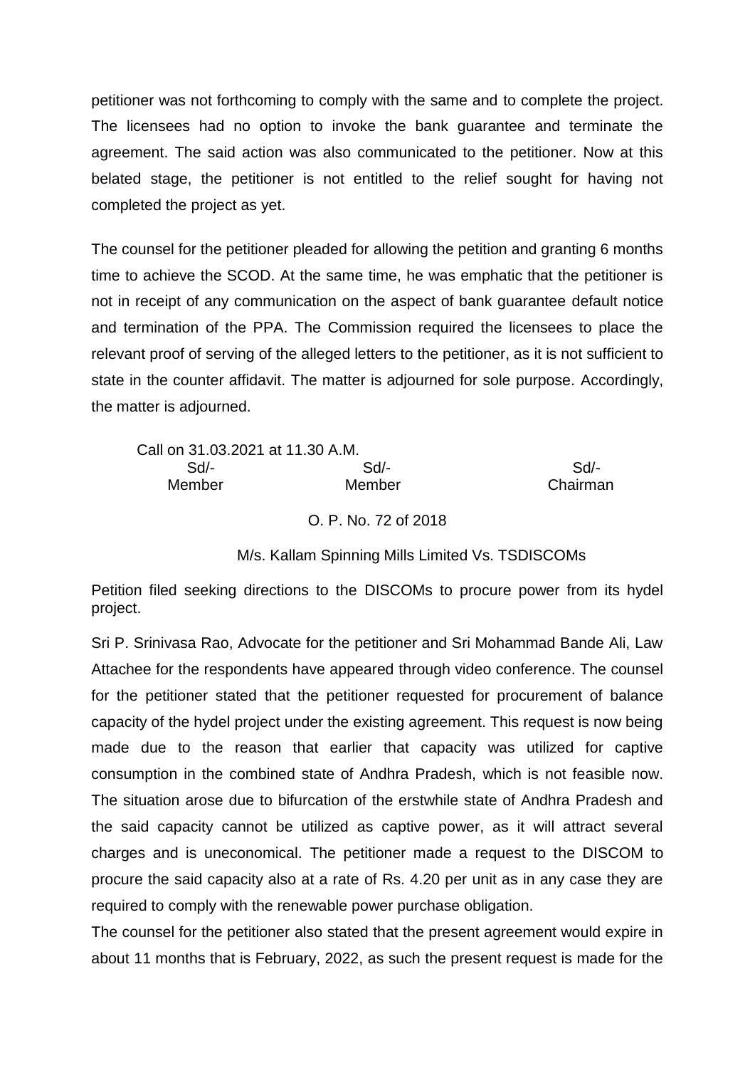petitioner was not forthcoming to comply with the same and to complete the project. The licensees had no option to invoke the bank guarantee and terminate the agreement. The said action was also communicated to the petitioner. Now at this belated stage, the petitioner is not entitled to the relief sought for having not completed the project as yet.

The counsel for the petitioner pleaded for allowing the petition and granting 6 months time to achieve the SCOD. At the same time, he was emphatic that the petitioner is not in receipt of any communication on the aspect of bank guarantee default notice and termination of the PPA. The Commission required the licensees to place the relevant proof of serving of the alleged letters to the petitioner, as it is not sufficient to state in the counter affidavit. The matter is adjourned for sole purpose. Accordingly, the matter is adjourned.

Call on 31.03.2021 at 11.30 A.M.

| Sd/- | Sd/- | Sd/- |
|---|---|---|
| Member | Member | Chairman |

O. P. No. 72 of 2018

M/s. Kallam Spinning Mills Limited Vs. TSDISCOMs

Petition filed seeking directions to the DISCOMs to procure power from its hydel project.

Sri P. Srinivasa Rao, Advocate for the petitioner and Sri Mohammad Bande Ali, Law Attachee for the respondents have appeared through video conference. The counsel for the petitioner stated that the petitioner requested for procurement of balance capacity of the hydel project under the existing agreement. This request is now being made due to the reason that earlier that capacity was utilized for captive consumption in the combined state of Andhra Pradesh, which is not feasible now. The situation arose due to bifurcation of the erstwhile state of Andhra Pradesh and the said capacity cannot be utilized as captive power, as it will attract several charges and is uneconomical. The petitioner made a request to the DISCOM to procure the said capacity also at a rate of Rs. 4.20 per unit as in any case they are required to comply with the renewable power purchase obligation.

The counsel for the petitioner also stated that the present agreement would expire in about 11 months that is February, 2022, as such the present request is made for the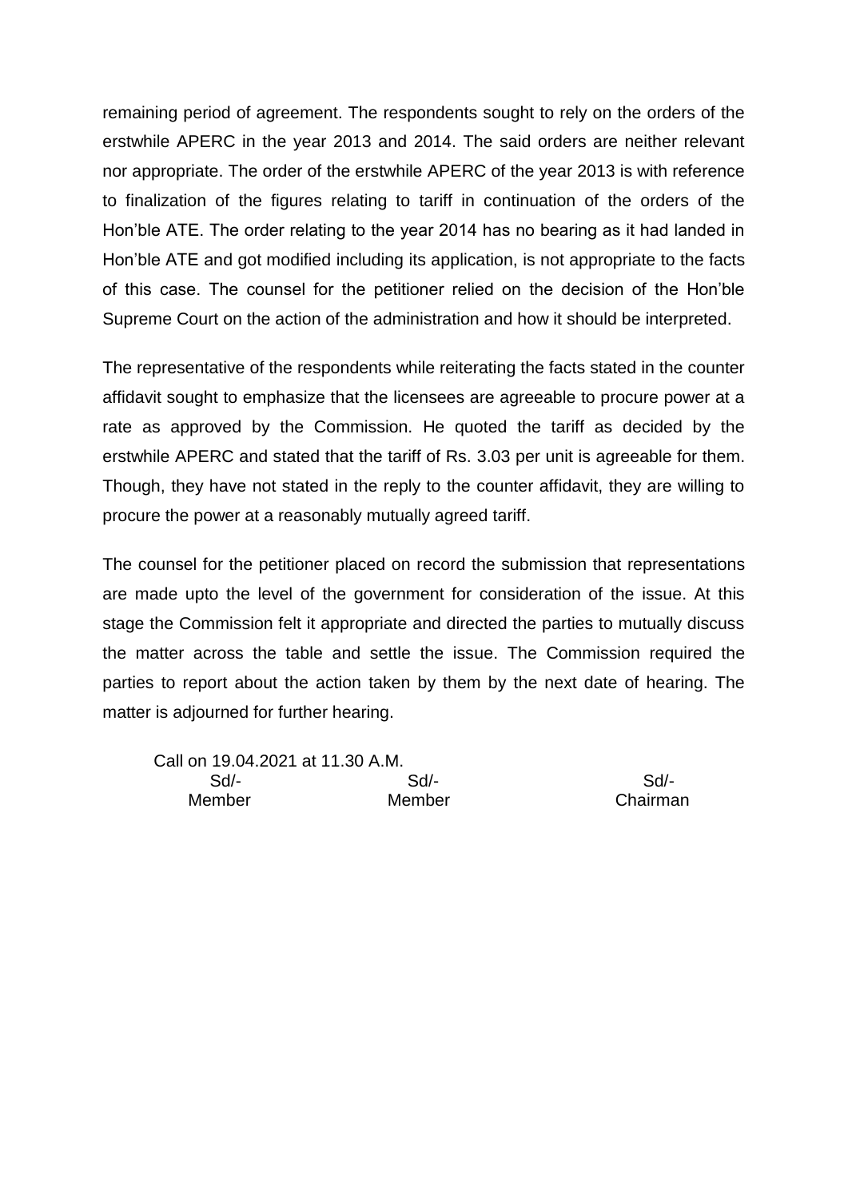remaining period of agreement. The respondents sought to rely on the orders of the erstwhile APERC in the year 2013 and 2014. The said orders are neither relevant nor appropriate. The order of the erstwhile APERC of the year 2013 is with reference to finalization of the figures relating to tariff in continuation of the orders of the Hon'ble ATE. The order relating to the year 2014 has no bearing as it had landed in Hon'ble ATE and got modified including its application, is not appropriate to the facts of this case. The counsel for the petitioner relied on the decision of the Hon'ble Supreme Court on the action of the administration and how it should be interpreted.

The representative of the respondents while reiterating the facts stated in the counter affidavit sought to emphasize that the licensees are agreeable to procure power at a rate as approved by the Commission. He quoted the tariff as decided by the erstwhile APERC and stated that the tariff of Rs. 3.03 per unit is agreeable for them. Though, they have not stated in the reply to the counter affidavit, they are willing to procure the power at a reasonably mutually agreed tariff.

The counsel for the petitioner placed on record the submission that representations are made upto the level of the government for consideration of the issue. At this stage the Commission felt it appropriate and directed the parties to mutually discuss the matter across the table and settle the issue. The Commission required the parties to report about the action taken by them by the next date of hearing. The matter is adjourned for further hearing.

Call on 19.04.2021 at 11.30 A.M.

| Sd/- | Sd/- | Sd/- |
|---|---|---|
| Member | Member | Chairman |